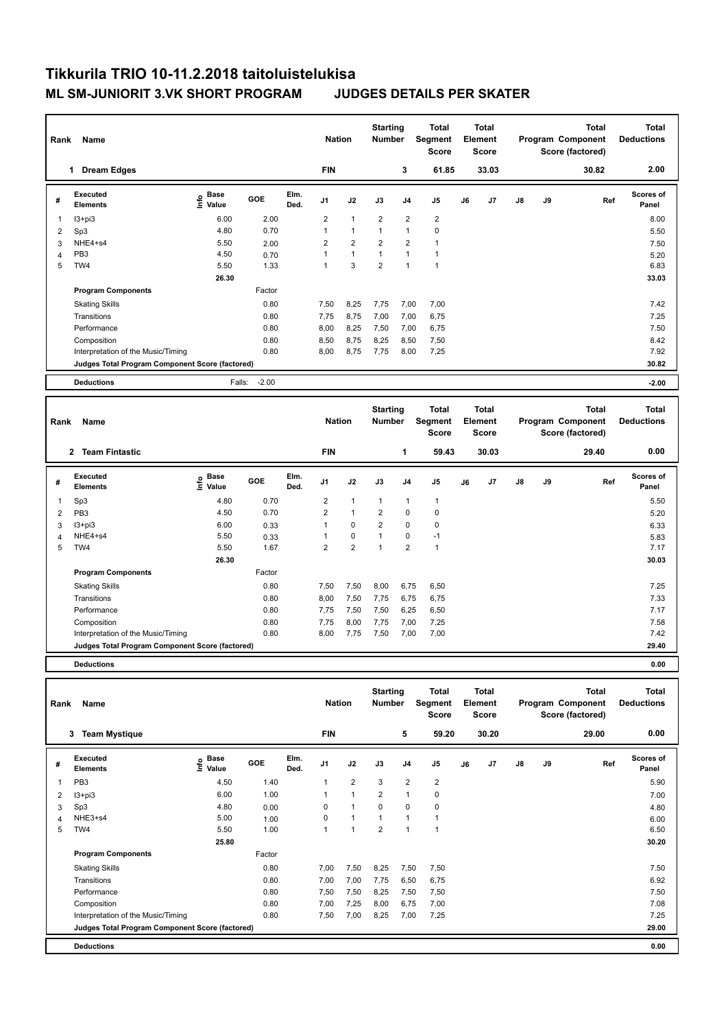# Tikkurila TRIO 10-11.2.2018 taitoluistelukisa

## ML SM-JUNIORIT 3.VK SHORT PROGRAM JUDGES DETAILS PER SKATER

| Rank | Name | Nation | Starting Number | Total Segment Score | Total Element Score | Total Program Component Score (factored) | Total Deductions |
|---|---|---|---|---|---|---|---|
| 1 | Dream Edges | FIN | 3 | 61.85 | 33.03 | 30.82 | 2.00 |

| # | Executed Elements | Info | Base Value | GOE | Elm. Ded. | J1 | J2 | J3 | J4 | J5 | J6 | J7 | J8 | J9 | Ref | Scores of Panel |
|---|---|---|---|---|---|---|---|---|---|---|---|---|---|---|---|---|
| 1 | I3+pi3 | | 6.00 | 2.00 | | 2 | 1 | 2 | 2 | 2 | | | | | | 8.00 |
| 2 | Sp3 | | 4.80 | 0.70 | | 1 | 1 | 1 | 1 | 0 | | | | | | 5.50 |
| 3 | NHE4+s4 | | 5.50 | 2.00 | | 2 | 2 | 2 | 2 | 1 | | | | | | 7.50 |
| 4 | PB3 | | 4.50 | 0.70 | | 1 | 1 | 1 | 1 | 1 | | | | | | 5.20 |
| 5 | TW4 | | 5.50 | 1.33 | | 1 | 3 | 2 | 1 | 1 | | | | | | 6.83 |
| | | | 26.30 | | | | | | | | | | | | | 33.03 |

| Program Components | Factor | J1 | J2 | J3 | J4 | J5 | J6 | J7 | J8 | J9 | Scores of Panel |
|---|---|---|---|---|---|---|---|---|---|---|---|
| Skating Skills | 0.80 | 7,50 | 8,25 | 7,75 | 7,00 | 7,00 | | | | | 7.42 |
| Transitions | 0.80 | 7,75 | 8,75 | 7,00 | 7,00 | 6,75 | | | | | 7.25 |
| Performance | 0.80 | 8,00 | 8,25 | 7,50 | 7,00 | 6,75 | | | | | 7.50 |
| Composition | 0.80 | 8,50 | 8,75 | 8,25 | 8,50 | 7,50 | | | | | 8.42 |
| Interpretation of the Music/Timing | 0.80 | 8,00 | 8,75 | 7,75 | 8,00 | 7,25 | | | | | 7.92 |
| Judges Total Program Component Score (factored) | | | | | | | | | | | 30.82 |

| Deductions | Falls: -2.00 | -2.00 |
|---|---|---|

| Rank | Name | Nation | Starting Number | Total Segment Score | Total Element Score | Total Program Component Score (factored) | Total Deductions |
|---|---|---|---|---|---|---|---|
| 2 | Team Fintastic | FIN | 1 | 59.43 | 30.03 | 29.40 | 0.00 |

| # | Executed Elements | Info | Base Value | GOE | Elm. Ded. | J1 | J2 | J3 | J4 | J5 | J6 | J7 | J8 | J9 | Ref | Scores of Panel |
|---|---|---|---|---|---|---|---|---|---|---|---|---|---|---|---|---|
| 1 | Sp3 | | 4.80 | 0.70 | | 2 | 1 | 1 | 1 | 1 | | | | | | 5.50 |
| 2 | PB3 | | 4.50 | 0.70 | | 2 | 1 | 2 | 0 | 0 | | | | | | 5.20 |
| 3 | I3+pi3 | | 6.00 | 0.33 | | 1 | 0 | 2 | 0 | 0 | | | | | | 6.33 |
| 4 | NHE4+s4 | | 5.50 | 0.33 | | 1 | 0 | 1 | 0 | -1 | | | | | | 5.83 |
| 5 | TW4 | | 5.50 | 1.67 | | 2 | 2 | 1 | 2 | 1 | | | | | | 7.17 |
| | | | 26.30 | | | | | | | | | | | | | 30.03 |

| Program Components | Factor | J1 | J2 | J3 | J4 | J5 | J6 | J7 | J8 | J9 | Scores of Panel |
|---|---|---|---|---|---|---|---|---|---|---|---|
| Skating Skills | 0.80 | 7,50 | 7,50 | 8,00 | 6,75 | 6,50 | | | | | 7.25 |
| Transitions | 0.80 | 8,00 | 7,50 | 7,75 | 6,75 | 6,75 | | | | | 7.33 |
| Performance | 0.80 | 7,75 | 7,50 | 7,50 | 6,25 | 6,50 | | | | | 7.17 |
| Composition | 0.80 | 7,75 | 8,00 | 7,75 | 7,00 | 7,25 | | | | | 7.58 |
| Interpretation of the Music/Timing | 0.80 | 8,00 | 7,75 | 7,50 | 7,00 | 7,00 | | | | | 7.42 |
| Judges Total Program Component Score (factored) | | | | | | | | | | | 29.40 |

| Deductions | | 0.00 |
|---|---|---|

| Rank | Name | Nation | Starting Number | Total Segment Score | Total Element Score | Total Program Component Score (factored) | Total Deductions |
|---|---|---|---|---|---|---|---|
| 3 | Team Mystique | FIN | 5 | 59.20 | 30.20 | 29.00 | 0.00 |

| # | Executed Elements | Info | Base Value | GOE | Elm. Ded. | J1 | J2 | J3 | J4 | J5 | J6 | J7 | J8 | J9 | Ref | Scores of Panel |
|---|---|---|---|---|---|---|---|---|---|---|---|---|---|---|---|---|
| 1 | PB3 | | 4.50 | 1.40 | | 1 | 2 | 3 | 2 | 2 | | | | | | 5.90 |
| 2 | I3+pi3 | | 6.00 | 1.00 | | 1 | 1 | 2 | 1 | 0 | | | | | | 7.00 |
| 3 | Sp3 | | 4.80 | 0.00 | | 0 | 1 | 0 | 0 | 0 | | | | | | 4.80 |
| 4 | NHE3+s4 | | 5.00 | 1.00 | | 0 | 1 | 1 | 1 | 1 | | | | | | 6.00 |
| 5 | TW4 | | 5.50 | 1.00 | | 1 | 1 | 2 | 1 | 1 | | | | | | 6.50 |
| | | | 25.80 | | | | | | | | | | | | | 30.20 |

| Program Components | Factor | J1 | J2 | J3 | J4 | J5 | J6 | J7 | J8 | J9 | Scores of Panel |
|---|---|---|---|---|---|---|---|---|---|---|---|
| Skating Skills | 0.80 | 7,00 | 7,50 | 8,25 | 7,50 | 7,50 | | | | | 7.50 |
| Transitions | 0.80 | 7,00 | 7,00 | 7,75 | 6,50 | 6,75 | | | | | 6.92 |
| Performance | 0.80 | 7,50 | 7,50 | 8,25 | 7,50 | 7,50 | | | | | 7.50 |
| Composition | 0.80 | 7,00 | 7,25 | 8,00 | 6,75 | 7,00 | | | | | 7.08 |
| Interpretation of the Music/Timing | 0.80 | 7,50 | 7,00 | 8,25 | 7,00 | 7,25 | | | | | 7.25 |
| Judges Total Program Component Score (factored) | | | | | | | | | | | 29.00 |

| Deductions | | 0.00 |
|---|---|---|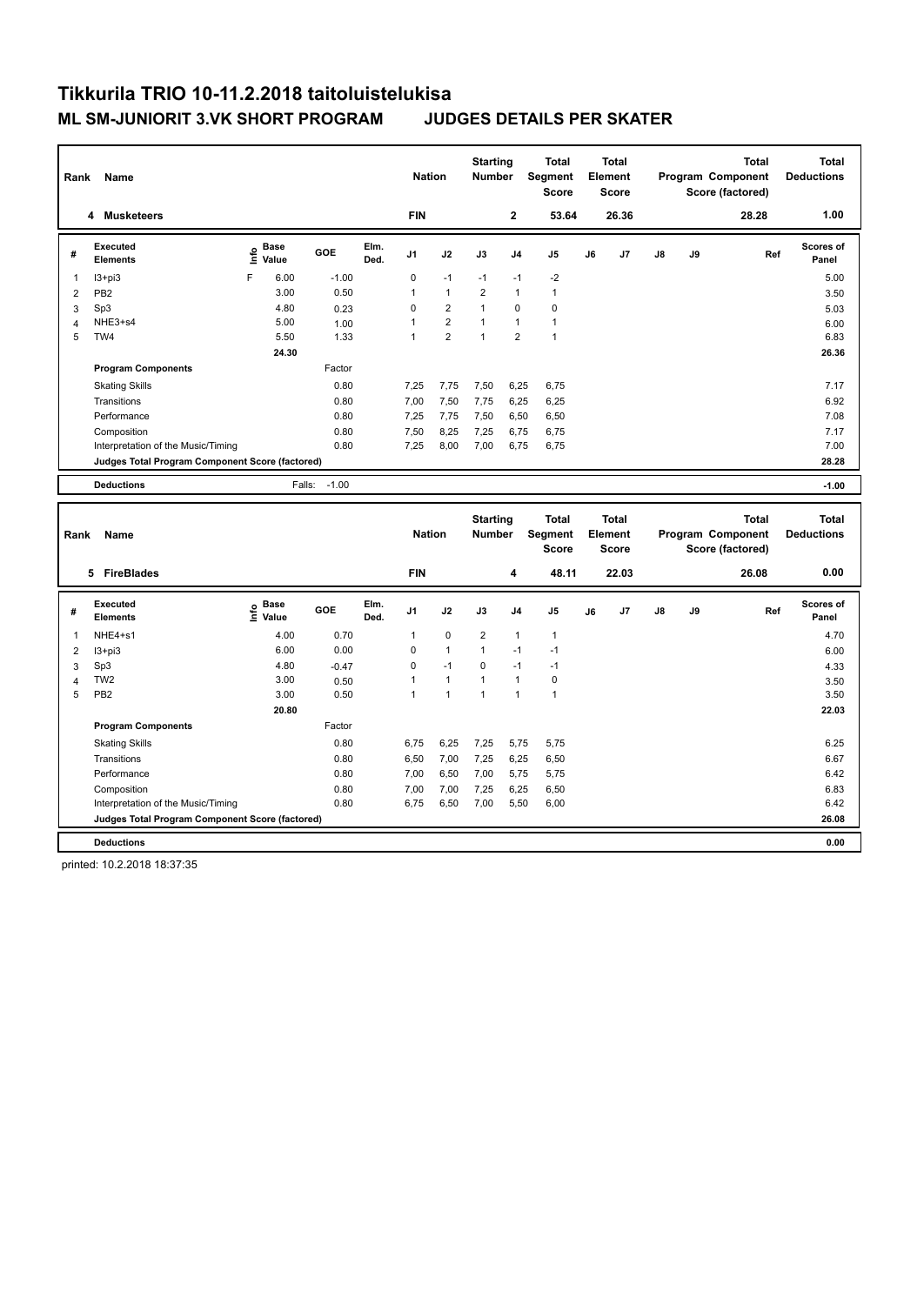# Tikkurila TRIO 10-11.2.2018 taitoluistelukisa

## ML SM-JUNIORIT 3.VK SHORT PROGRAM JUDGES DETAILS PER SKATER

| Rank | Name | Nation | Starting Number | Total Segment Score | Total Element Score | Total Program Component Score (factored) | Total Deductions |
|---|---|---|---|---|---|---|---|
| 4 | Musketeers | FIN | 2 | 53.64 | 26.36 | 28.28 | 1.00 |

| # | Executed Elements | Info | Base Value | GOE | Elm. Ded. | J1 | J2 | J3 | J4 | J5 | J6 | J7 | J8 | J9 | Ref | Scores of Panel |
|---|---|---|---|---|---|---|---|---|---|---|---|---|---|---|---|---|
| 1 | I3+pi3 | F | 6.00 | -1.00 | | 0 | -1 | -1 | -1 | -2 | | | | | | 5.00 |
| 2 | PB2 | | 3.00 | 0.50 | | 1 | 1 | 2 | 1 | 1 | | | | | | 3.50 |
| 3 | Sp3 | | 4.80 | 0.23 | | 0 | 2 | 1 | 0 | 0 | | | | | | 5.03 |
| 4 | NHE3+s4 | | 5.00 | 1.00 | | 1 | 2 | 1 | 1 | 1 | | | | | | 6.00 |
| 5 | TW4 | | 5.50 | 1.33 | | 1 | 2 | 1 | 2 | 1 | | | | | | 6.83 |
| | | | 24.30 | | | | | | | | | | | | | 26.36 |
| | **Program Components** | | | Factor | | | | | | | | | | | | |
| | Skating Skills | | | 0.80 | | 7,25 | 7,75 | 7,50 | 6,25 | 6,75 | | | | | | 7.17 |
| | Transitions | | | 0.80 | | 7,00 | 7,50 | 7,75 | 6,25 | 6,25 | | | | | | 6.92 |
| | Performance | | | 0.80 | | 7,25 | 7,75 | 7,50 | 6,50 | 6,50 | | | | | | 7.08 |
| | Composition | | | 0.80 | | 7,50 | 8,25 | 7,25 | 6,75 | 6,75 | | | | | | 7.17 |
| | Interpretation of the Music/Timing | | | 0.80 | | 7,25 | 8,00 | 7,00 | 6,75 | 6,75 | | | | | | 7.00 |
| | **Judges Total Program Component Score (factored)** | | | | | | | | | | | | | | | 28.28 |
| | **Deductions** | | Falls: | -1.00 | | | | | | | | | | | | -1.00 |

| Rank | Name | Nation | Starting Number | Total Segment Score | Total Element Score | Total Program Component Score (factored) | Total Deductions |
|---|---|---|---|---|---|---|---|
| 5 | FireBlades | FIN | 4 | 48.11 | 22.03 | 26.08 | 0.00 |

| # | Executed Elements | Info | Base Value | GOE | Elm. Ded. | J1 | J2 | J3 | J4 | J5 | J6 | J7 | J8 | J9 | Ref | Scores of Panel |
|---|---|---|---|---|---|---|---|---|---|---|---|---|---|---|---|---|
| 1 | NHE4+s1 | | 4.00 | 0.70 | | 1 | 0 | 2 | 1 | 1 | | | | | | 4.70 |
| 2 | I3+pi3 | | 6.00 | 0.00 | | 0 | 1 | 1 | -1 | -1 | | | | | | 6.00 |
| 3 | Sp3 | | 4.80 | -0.47 | | 0 | -1 | 0 | -1 | -1 | | | | | | 4.33 |
| 4 | TW2 | | 3.00 | 0.50 | | 1 | 1 | 1 | 1 | 0 | | | | | | 3.50 |
| 5 | PB2 | | 3.00 | 0.50 | | 1 | 1 | 1 | 1 | 1 | | | | | | 3.50 |
| | | | 20.80 | | | | | | | | | | | | | 22.03 |
| | **Program Components** | | | Factor | | | | | | | | | | | | |
| | Skating Skills | | | 0.80 | | 6,75 | 6,25 | 7,25 | 5,75 | 5,75 | | | | | | 6.25 |
| | Transitions | | | 0.80 | | 6,50 | 7,00 | 7,25 | 6,25 | 6,50 | | | | | | 6.67 |
| | Performance | | | 0.80 | | 7,00 | 6,50 | 7,00 | 5,75 | 5,75 | | | | | | 6.42 |
| | Composition | | | 0.80 | | 7,00 | 7,00 | 7,25 | 6,25 | 6,50 | | | | | | 6.83 |
| | Interpretation of the Music/Timing | | | 0.80 | | 6,75 | 6,50 | 7,00 | 5,50 | 6,00 | | | | | | 6.42 |
| | **Judges Total Program Component Score (factored)** | | | | | | | | | | | | | | | 26.08 |
| | **Deductions** | | | | | | | | | | | | | | | 0.00 |

printed: 10.2.2018 18:37:35